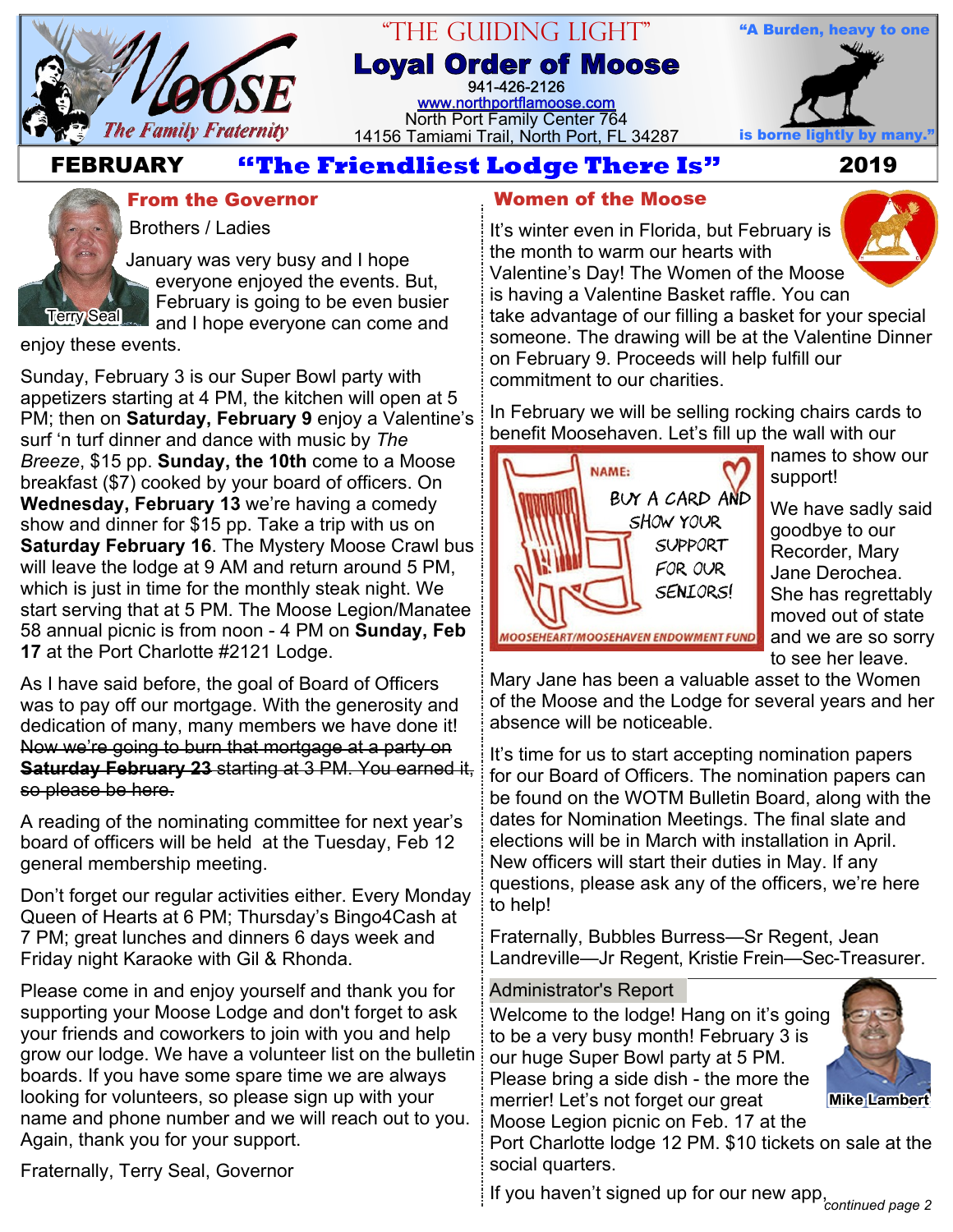# "THE GUIDING LIGHT"

## Loyal Order of Moose

941-426-2126
www.northportflamoose.com
North Port Family Center 764
14156 Tamiami Trail, North Port, FL 34287

*The Family Fraternity*

"A Burden, heavy to one is borne lightly by many."

**FEBRUARY** **"The Friendliest Lodge There Is"** **2019**

## From the Governor

Terry Seal

Brothers / Ladies

January was very busy and I hope everyone enjoyed the events. But, February is going to be even busier and I hope everyone can come and enjoy these events.

Sunday, February 3 is our Super Bowl party with appetizers starting at 4 PM, the kitchen will open at 5 PM; then on **Saturday, February 9** enjoy a Valentine's surf 'n turf dinner and dance with music by *The Breeze*, $15 pp. **Sunday, the 10th** come to a Moose breakfast ($7) cooked by your board of officers. On **Wednesday, February 13** we're having a comedy show and dinner for $15 pp. Take a trip with us on **Saturday February 16**. The Mystery Moose Crawl bus will leave the lodge at 9 AM and return around 5 PM, which is just in time for the monthly steak night. We start serving that at 5 PM. The Moose Legion/Manatee 58 annual picnic is from noon - 4 PM on **Sunday, Feb 17** at the Port Charlotte #2121 Lodge.

As I have said before, the goal of Board of Officers was to pay off our mortgage. With the generosity and dedication of many, many members we have done it! ~~Now we're going to burn that mortgage at a party on **Saturday February 23** starting at 3 PM. You earned it, so please be here.~~

A reading of the nominating committee for next year's board of officers will be held at the Tuesday, Feb 12 general membership meeting.

Don't forget our regular activities either. Every Monday Queen of Hearts at 6 PM; Thursday's Bingo4Cash at 7 PM; great lunches and dinners 6 days week and Friday night Karaoke with Gil & Rhonda.

Please come in and enjoy yourself and thank you for supporting your Moose Lodge and don't forget to ask your friends and coworkers to join with you and help grow our lodge. We have a volunteer list on the bulletin boards. If you have some spare time we are always looking for volunteers, so please sign up with your name and phone number and we will reach out to you. Again, thank you for your support.

Fraternally, Terry Seal, Governor

## Women of the Moose

It's winter even in Florida, but February is the month to warm our hearts with Valentine's Day! The Women of the Moose is having a Valentine Basket raffle. You can take advantage of our filling a basket for your special someone. The drawing will be at the Valentine Dinner on February 9. Proceeds will help fulfill our commitment to our charities.

In February we will be selling rocking chairs cards to benefit Moosehaven. Let's fill up the wall with our names to show our support!

NAME:
BUY A CARD AND SHOW YOUR SUPPORT FOR OUR SENIORS!
MOOSEHEART/MOOSEHAVEN ENDOWMENT FUND

We have sadly said goodbye to our Recorder, Mary Jane Derochea. She has regrettably moved out of state and we are so sorry to see her leave. Mary Jane has been a valuable asset to the Women of the Moose and the Lodge for several years and her absence will be noticeable.

It's time for us to start accepting nomination papers for our Board of Officers. The nomination papers can be found on the WOTM Bulletin Board, along with the dates for Nomination Meetings. The final slate and elections will be in March with installation in April. New officers will start their duties in May. If any questions, please ask any of the officers, we're here to help!

Fraternally, Bubbles Burress—Sr Regent, Jean Landreville—Jr Regent, Kristie Frein—Sec-Treasurer.

## Administrator's Report

Mike Lambert

Welcome to the lodge! Hang on it's going to be a very busy month! February 3 is our huge Super Bowl party at 5 PM. Please bring a side dish - the more the merrier! Let's not forget our great Moose Legion picnic on Feb. 17 at the Port Charlotte lodge 12 PM. $10 tickets on sale at the social quarters.

If you haven't signed up for our new app, *continued page 2*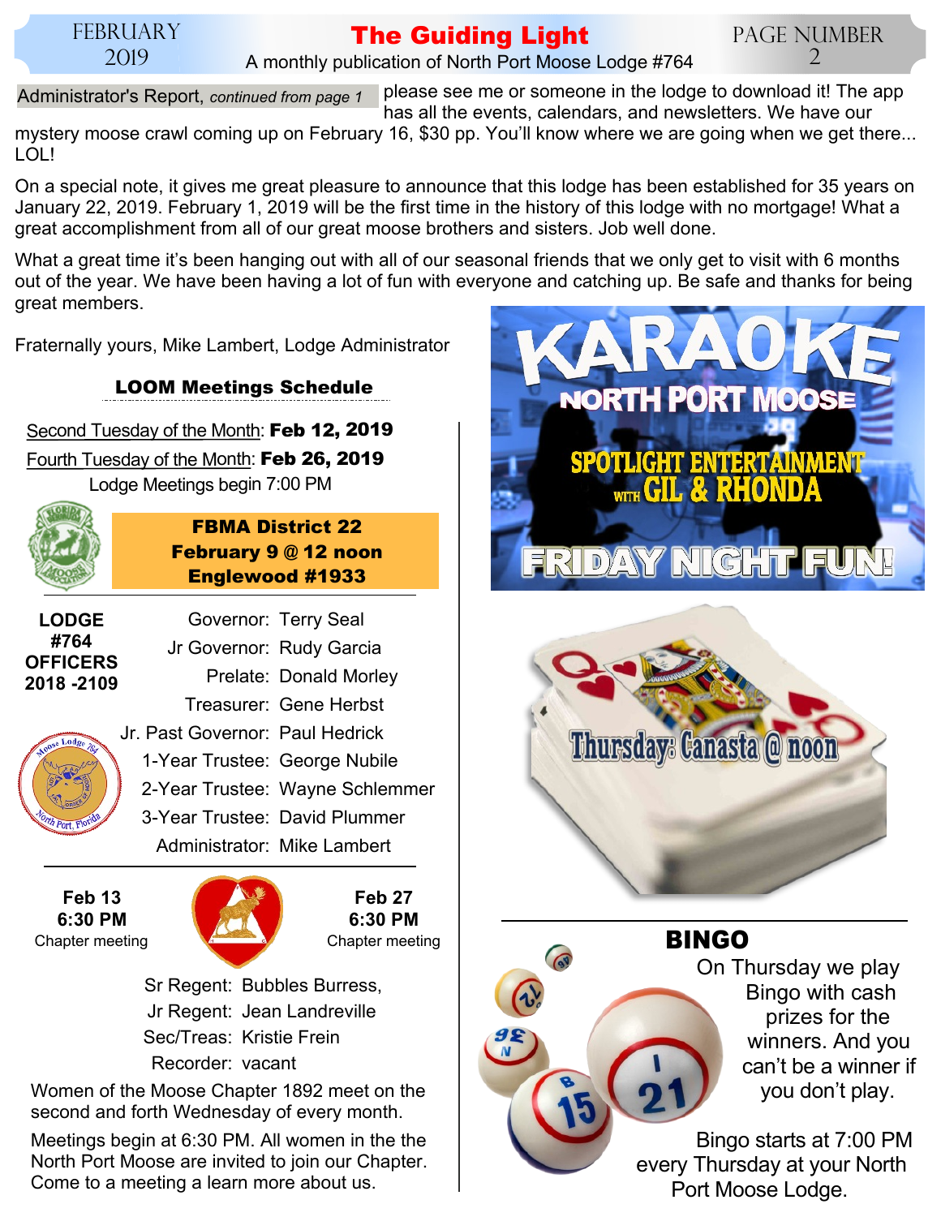Administrator's Report, *continued from page 1* please see me or someone in the lodge to download it! The app has all the events, calendars, and newsletters. We have our mystery moose crawl coming up on February 16, $30 pp. You'll know where we are going when we get there... LOL!

On a special note, it gives me great pleasure to announce that this lodge has been established for 35 years on January 22, 2019. February 1, 2019 will be the first time in the history of this lodge with no mortgage! What a great accomplishment from all of our great moose brothers and sisters. Job well done.

What a great time it's been hanging out with all of our seasonal friends that we only get to visit with 6 months out of the year. We have been having a lot of fun with everyone and catching up. Be safe and thanks for being great members.

Fraternally yours, Mike Lambert, Lodge Administrator

## LOOM Meetings Schedule

Second Tuesday of the Month: **Feb 12, 2019**

Fourth Tuesday of the Month: **Feb 26, 2019**

Lodge Meetings begin 7:00 PM

**FBMA District 22**
**February 9 @ 12 noon**
**Englewood #1933**

**LODGE #764 OFFICERS 2018 -2109**

| | |
|---|---|
| Governor: | Terry Seal |
| Jr Governor: | Rudy Garcia |
| Prelate: | Donald Morley |
| Treasurer: | Gene Herbst |
| Jr. Past Governor: | Paul Hedrick |
| 1-Year Trustee: | George Nubile |
| 2-Year Trustee: | Wayne Schlemmer |
| 3-Year Trustee: | David Plummer |
| Administrator: | Mike Lambert |

**Feb 13**
**6:30 PM**
Chapter meeting

**Feb 27**
**6:30 PM**
Chapter meeting

| | |
|---|---|
| Sr Regent: | Bubbles Burress, |
| Jr Regent: | Jean Landreville |
| Sec/Treas: | Kristie Frein |
| Recorder: | vacant |

Women of the Moose Chapter 1892 meet on the second and forth Wednesday of every month.

Meetings begin at 6:30 PM. All women in the the North Port Moose are invited to join our Chapter. Come to a meeting a learn more about us.

KARAOKE
NORTH PORT MOOSE
SPOTLIGHT ENTERTAINMENT WITH GIL & RHONDA
FRIDAY NIGHT FUN!

Thursday: Canasta @ noon

## BINGO

On Thursday we play Bingo with cash prizes for the winners. And you can't be a winner if you don't play.

Bingo starts at 7:00 PM every Thursday at your North Port Moose Lodge.